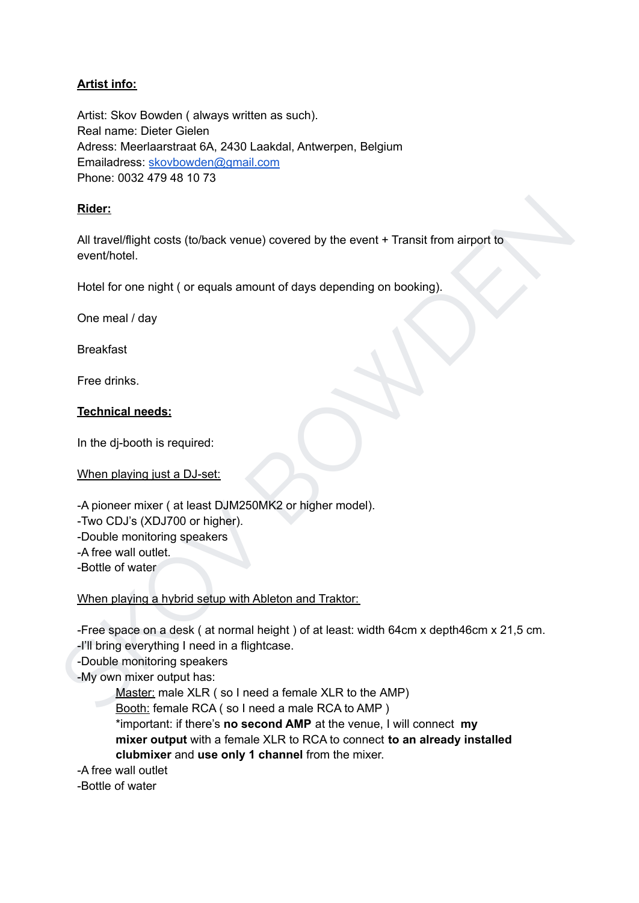**<u>Artist info:</u>**

Artist: Skov Bowden ( always written as such).
Real name: Dieter Gielen
Adress: Meerlaarstraat 6A, 2430 Laakdal, Antwerpen, Belgium
Emailadress: skovbowden@gmail.com
Phone: 0032 479 48 10 73

**<u>Rider:</u>**

All travel/flight costs (to/back venue) covered by the event + Transit from airport to event/hotel.

Hotel for one night ( or equals amount of days depending on booking).

One meal / day

Breakfast

Free drinks.

**<u>Technical needs:</u>**

In the dj-booth is required:

<u>When playing just a DJ-set:</u>

-A pioneer mixer ( at least DJM250MK2 or higher model).
-Two CDJ's (XDJ700 or higher).
-Double monitoring speakers
-A free wall outlet.
-Bottle of water

<u>When playing a hybrid setup with Ableton and Traktor:</u>

-Free space on a desk ( at normal height ) of at least: width 64cm x depth46cm x 21,5 cm.
-I'll bring everything I need in a flightcase.
-Double monitoring speakers
-My own mixer output has:

  <u>Master:</u> male XLR ( so I need a female XLR to the AMP)
  <u>Booth:</u> female RCA ( so I need a male RCA to AMP )
  *important: if there's **no second AMP** at the venue, I will connect **my mixer output** with a female XLR to RCA to connect **to an already installed clubmixer** and **use only 1 channel** from the mixer.

-A free wall outlet
-Bottle of water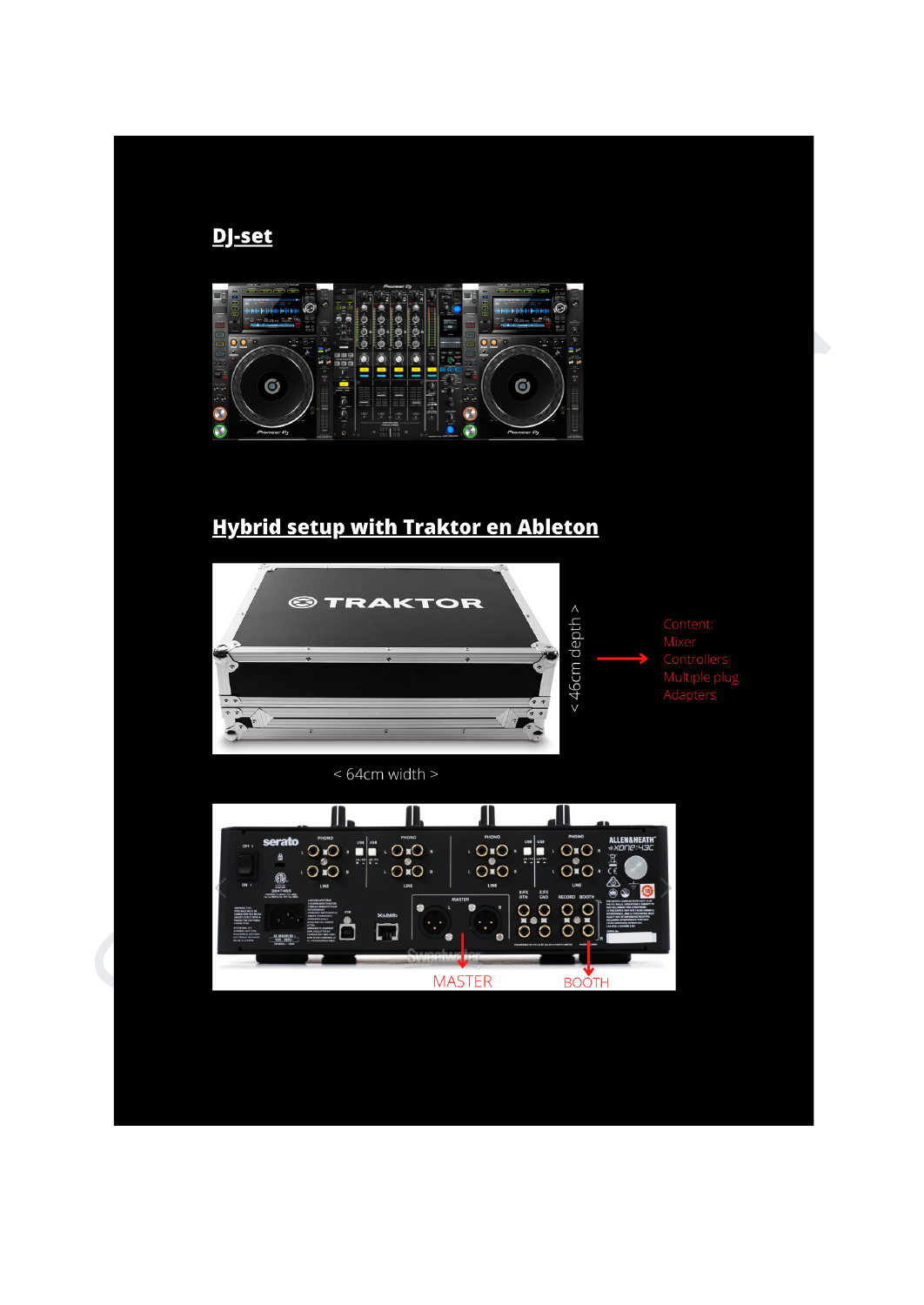## DJ-set

## Hybrid setup with Traktor en Ableton

< 46cm depth >

Content:
Mixer
Controllers
Multiple plug
Adapters

< 64cm width >

MASTER

BOOTH